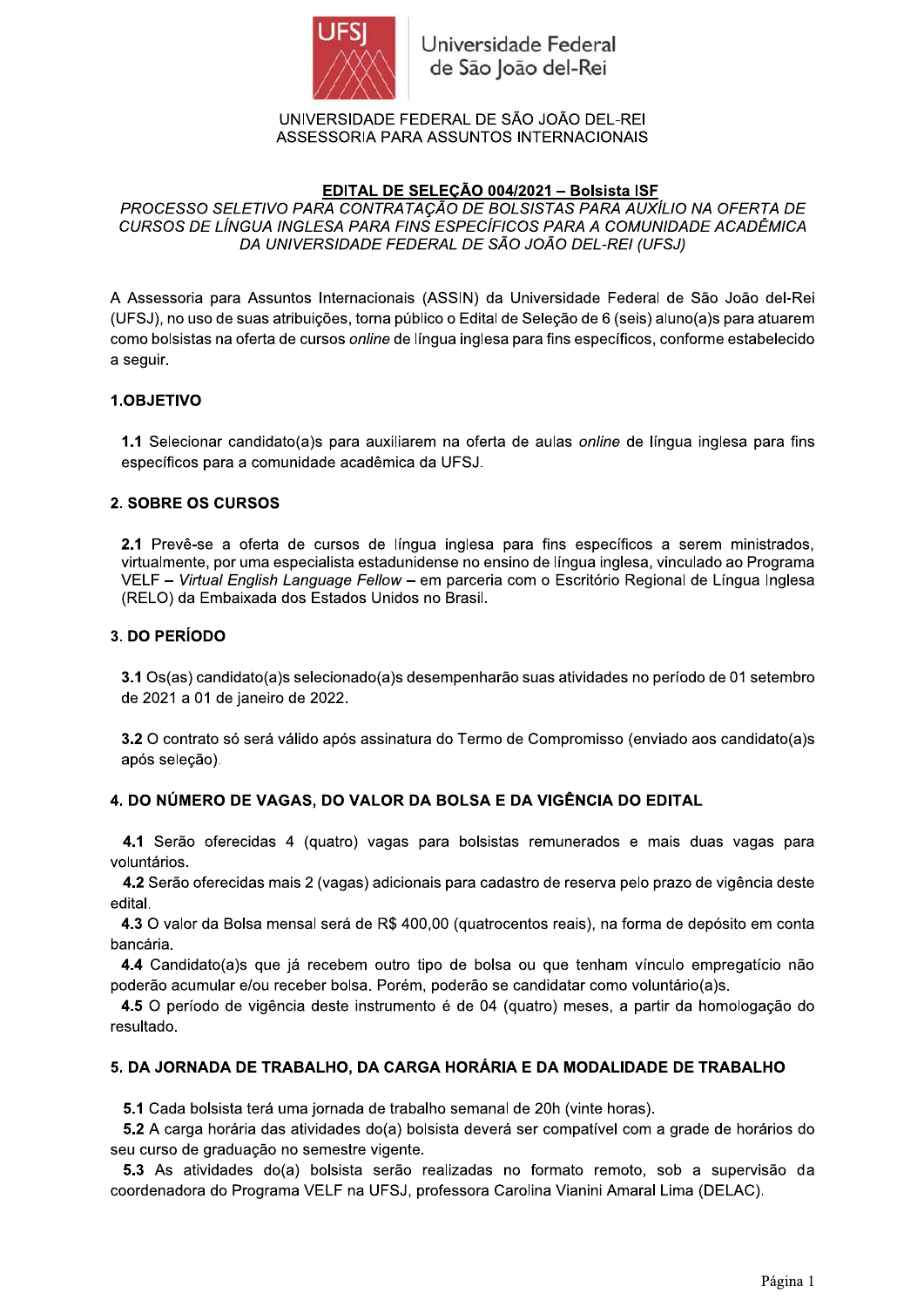UNIVERSIDADE FEDERAL DE SÃO JOÃO DEL-REI
ASSESSORIA PARA ASSUNTOS INTERNACIONAIS

# EDITAL DE SELEÇÃO 004/2021 – Bolsista ISF

*PROCESSO SELETIVO PARA CONTRATAÇÃO DE BOLSISTAS PARA AUXÍLIO NA OFERTA DE CURSOS DE LÍNGUA INGLESA PARA FINS ESPECÍFICOS PARA A COMUNIDADE ACADÊMICA DA UNIVERSIDADE FEDERAL DE SÃO JOÃO DEL-REI (UFSJ)*

A Assessoria para Assuntos Internacionais (ASSIN) da Universidade Federal de São João del-Rei (UFSJ), no uso de suas atribuições, torna público o Edital de Seleção de 6 (seis) aluno(a)s para atuarem como bolsistas na oferta de cursos *online* de língua inglesa para fins específicos, conforme estabelecido a seguir.

## 1.OBJETIVO

**1.1** Selecionar candidato(a)s para auxiliarem na oferta de aulas *online* de língua inglesa para fins específicos para a comunidade acadêmica da UFSJ.

## 2. SOBRE OS CURSOS

**2.1** Prevê-se a oferta de cursos de língua inglesa para fins específicos a serem ministrados, virtualmente, por uma especialista estadunidense no ensino de língua inglesa, vinculado ao Programa VELF – *Virtual English Language Fellow* – em parceria com o Escritório Regional de Língua Inglesa (RELO) da Embaixada dos Estados Unidos no Brasil.

## 3. DO PERÍODO

**3.1** Os(as) candidato(a)s selecionado(a)s desempenharão suas atividades no período de 01 setembro de 2021 a 01 de janeiro de 2022.

**3.2** O contrato só será válido após assinatura do Termo de Compromisso (enviado aos candidato(a)s após seleção).

## 4. DO NÚMERO DE VAGAS, DO VALOR DA BOLSA E DA VIGÊNCIA DO EDITAL

**4.1** Serão oferecidas 4 (quatro) vagas para bolsistas remunerados e mais duas vagas para voluntários.

**4.2** Serão oferecidas mais 2 (vagas) adicionais para cadastro de reserva pelo prazo de vigência deste edital.

**4.3** O valor da Bolsa mensal será de R$ 400,00 (quatrocentos reais), na forma de depósito em conta bancária.

**4.4** Candidato(a)s que já recebem outro tipo de bolsa ou que tenham vínculo empregatício não poderão acumular e/ou receber bolsa. Porém, poderão se candidatar como voluntário(a)s.

**4.5** O período de vigência deste instrumento é de 04 (quatro) meses, a partir da homologação do resultado.

## 5. DA JORNADA DE TRABALHO, DA CARGA HORÁRIA E DA MODALIDADE DE TRABALHO

**5.1** Cada bolsista terá uma jornada de trabalho semanal de 20h (vinte horas).

**5.2** A carga horária das atividades do(a) bolsista deverá ser compatível com a grade de horários do seu curso de graduação no semestre vigente.

**5.3** As atividades do(a) bolsista serão realizadas no formato remoto, sob a supervisão da coordenadora do Programa VELF na UFSJ, professora Carolina Vianini Amaral Lima (DELAC).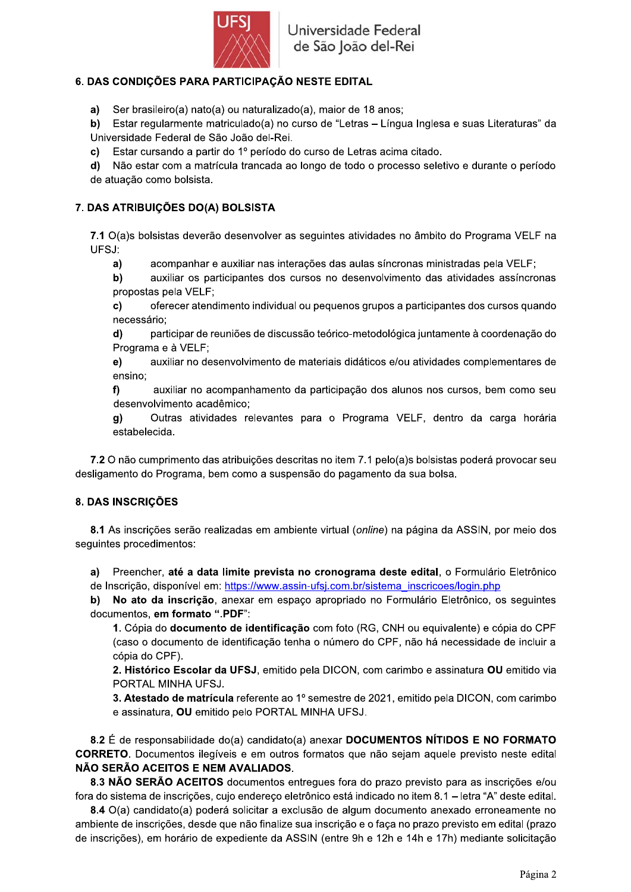## 6. DAS CONDIÇÕES PARA PARTICIPAÇÃO NESTE EDITAL

**a)** Ser brasileiro(a) nato(a) ou naturalizado(a), maior de 18 anos;

**b)** Estar regularmente matriculado(a) no curso de "Letras – Língua Inglesa e suas Literaturas" da Universidade Federal de São João del-Rei.

**c)** Estar cursando a partir do 1º período do curso de Letras acima citado.

**d)** Não estar com a matrícula trancada ao longo de todo o processo seletivo e durante o período de atuação como bolsista.

## 7. DAS ATRIBUIÇÕES DO(A) BOLSISTA

**7.1** O(a)s bolsistas deverão desenvolver as seguintes atividades no âmbito do Programa VELF na UFSJ:

**a)** acompanhar e auxiliar nas interações das aulas síncronas ministradas pela VELF;

**b)** auxiliar os participantes dos cursos no desenvolvimento das atividades assíncronas propostas pela VELF;

**c)** oferecer atendimento individual ou pequenos grupos a participantes dos cursos quando necessário;

**d)** participar de reuniões de discussão teórico-metodológica juntamente à coordenação do Programa e à VELF;

**e)** auxiliar no desenvolvimento de materiais didáticos e/ou atividades complementares de ensino;

**f)** auxiliar no acompanhamento da participação dos alunos nos cursos, bem como seu desenvolvimento acadêmico;

**g)** Outras atividades relevantes para o Programa VELF, dentro da carga horária estabelecida.

**7.2** O não cumprimento das atribuições descritas no item 7.1 pelo(a)s bolsistas poderá provocar seu desligamento do Programa, bem como a suspensão do pagamento da sua bolsa.

## 8. DAS INSCRIÇÕES

**8.1** As inscrições serão realizadas em ambiente virtual (*online*) na página da ASSIN, por meio dos seguintes procedimentos:

**a)** Preencher, **até a data limite prevista no cronograma deste edital**, o Formulário Eletrônico de Inscrição, disponível em: https://www.assin-ufsj.com.br/sistema_inscricoes/login.php

**b)** **No ato da inscrição**, anexar em espaço apropriado no Formulário Eletrônico, os seguintes documentos, **em formato ".PDF"**:

1. Cópia do **documento de identificação** com foto (RG, CNH ou equivalente) e cópia do CPF (caso o documento de identificação tenha o número do CPF, não há necessidade de incluir a cópia do CPF).
2. **Histórico Escolar da UFSJ**, emitido pela DICON, com carimbo e assinatura **OU** emitido via PORTAL MINHA UFSJ.
3. **Atestado de matrícula** referente ao 1º semestre de 2021, emitido pela DICON, com carimbo e assinatura, **OU** emitido pelo PORTAL MINHA UFSJ.

**8.2** É de responsabilidade do(a) candidato(a) anexar **DOCUMENTOS NÍTIDOS E NO FORMATO CORRETO**. Documentos ilegíveis e em outros formatos que não sejam aquele previsto neste edital **NÃO SERÃO ACEITOS E NEM AVALIADOS**.

**8.3 NÃO SERÃO ACEITOS** documentos entregues fora do prazo previsto para as inscrições e/ou fora do sistema de inscrições, cujo endereço eletrônico está indicado no item 8.1 – letra "A" deste edital.

**8.4** O(a) candidato(a) poderá solicitar a exclusão de algum documento anexado erroneamente no ambiente de inscrições, desde que não finalize sua inscrição e o faça no prazo previsto em edital (prazo de inscrições), em horário de expediente da ASSIN (entre 9h e 12h e 14h e 17h) mediante solicitação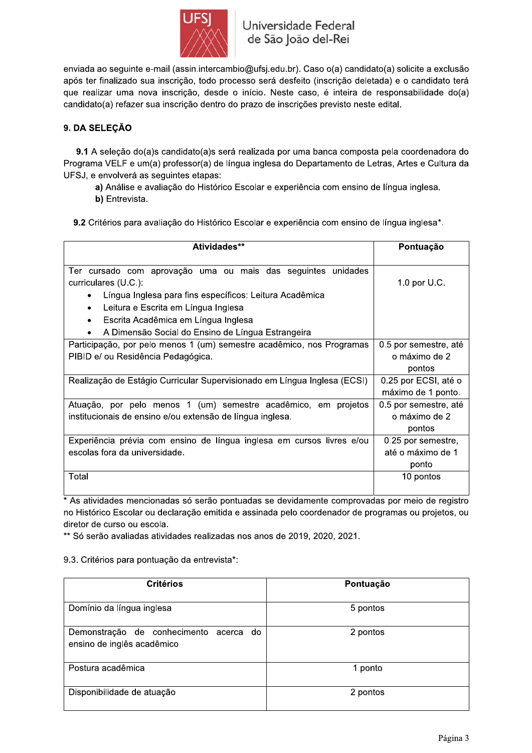enviada ao seguinte e-mail (assin.intercambio@ufsj.edu.br). Caso o(a) candidato(a) solicite a exclusão após ter finalizado sua inscrição, todo processo será desfeito (inscrição deletada) e o candidato terá que realizar uma nova inscrição, desde o início. Neste caso, é inteira de responsabilidade do(a) candidato(a) refazer sua inscrição dentro do prazo de inscrições previsto neste edital.

## 9. DA SELEÇÃO

**9.1** A seleção do(a)s candidato(a)s será realizada por uma banca composta pela coordenadora do Programa VELF e um(a) professor(a) de língua inglesa do Departamento de Letras, Artes e Cultura da UFSJ, e envolverá as seguintes etapas:

**a)** Análise e avaliação do Histórico Escolar e experiência com ensino de língua inglesa.
**b)** Entrevista.

**9.2** Critérios para avaliação do Histórico Escolar e experiência com ensino de língua inglesa*.

| Atividades** | Pontuação |
|---|---|
| Ter cursado com aprovação uma ou mais das seguintes unidades curriculares (U.C.):<br>• Língua Inglesa para fins específicos: Leitura Acadêmica<br>• Leitura e Escrita em Língua Inglesa<br>• Escrita Acadêmica em Língua Inglesa<br>• A Dimensão Social do Ensino de Língua Estrangeira | 1.0 por U.C. |
| Participação, por pelo menos 1 (um) semestre acadêmico, nos Programas PIBID e/ ou Residência Pedagógica. | 0.5 por semestre, até o máximo de 2 pontos |
| Realização de Estágio Curricular Supervisionado em Língua Inglesa (ECSI) | 0.25 por ECSI, até o máximo de 1 ponto. |
| Atuação, por pelo menos 1 (um) semestre acadêmico, em projetos institucionais de ensino e/ou extensão de língua inglesa. | 0.5 por semestre, até o máximo de 2 pontos |
| Experiência prévia com ensino de língua inglesa em cursos livres e/ou escolas fora da universidade. | 0.25 por semestre, até o máximo de 1 ponto |
| Total | 10 pontos |

* As atividades mencionadas só serão pontuadas se devidamente comprovadas por meio de registro no Histórico Escolar ou declaração emitida e assinada pelo coordenador de programas ou projetos, ou diretor de curso ou escola.
** Só serão avaliadas atividades realizadas nos anos de 2019, 2020, 2021.

9.3. Critérios para pontuação da entrevista*:

| Critérios | Pontuação |
|---|---|
| Domínio da língua inglesa | 5 pontos |
| Demonstração de conhecimento acerca do ensino de inglês acadêmico | 2 pontos |
| Postura acadêmica | 1 ponto |
| Disponibilidade de atuação | 2 pontos |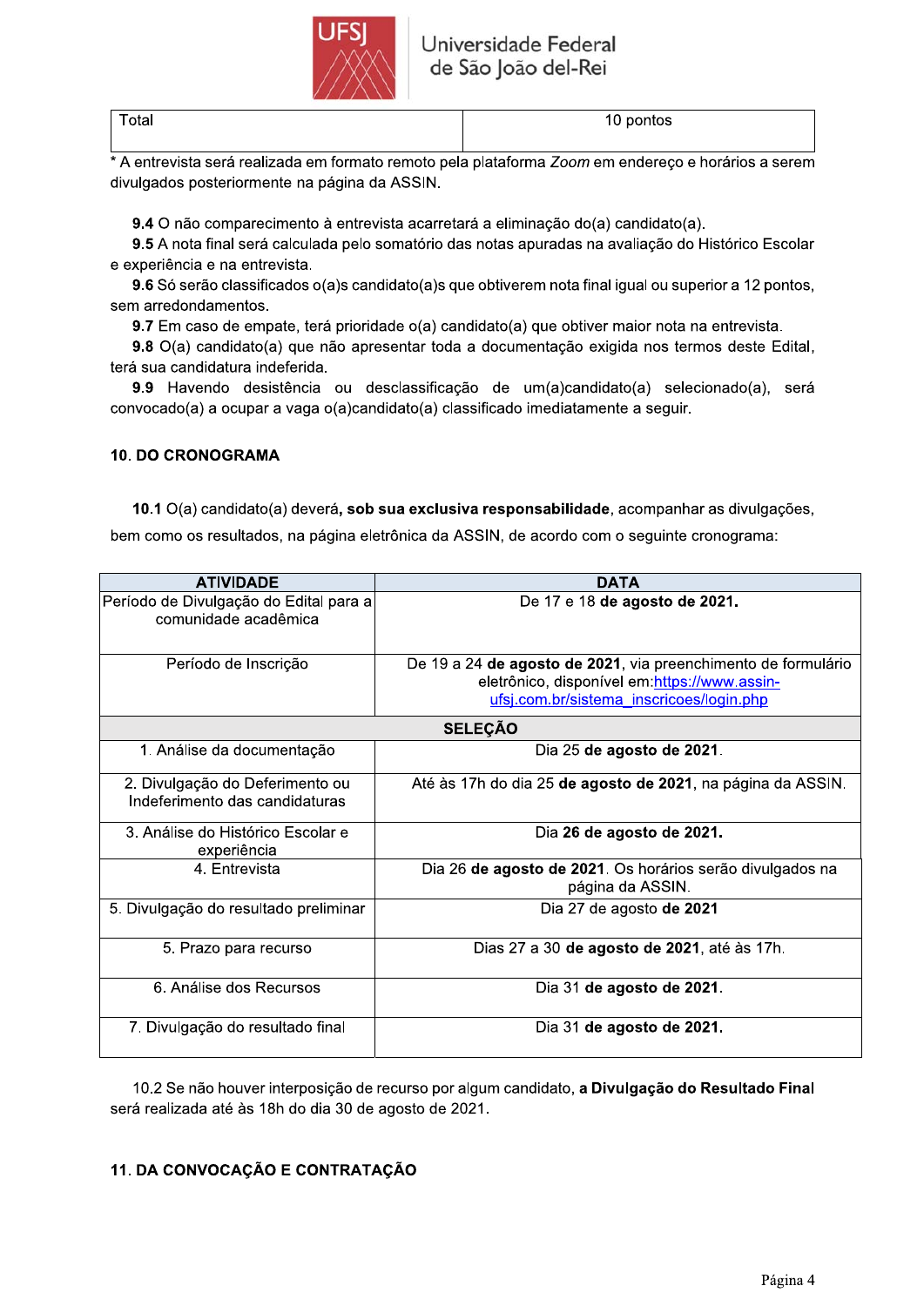| Total | 10 pontos |
|---|---|

\* A entrevista será realizada em formato remoto pela plataforma *Zoom* em endereço e horários a serem divulgados posteriormente na página da ASSIN.

**9.4** O não comparecimento à entrevista acarretará a eliminação do(a) candidato(a).

**9.5** A nota final será calculada pelo somatório das notas apuradas na avaliação do Histórico Escolar e experiência e na entrevista.

**9.6** Só serão classificados o(a)s candidato(a)s que obtiverem nota final igual ou superior a 12 pontos, sem arredondamentos.

**9.7** Em caso de empate, terá prioridade o(a) candidato(a) que obtiver maior nota na entrevista.

**9.8** O(a) candidato(a) que não apresentar toda a documentação exigida nos termos deste Edital, terá sua candidatura indeferida.

**9.9** Havendo desistência ou desclassificação de um(a)candidato(a) selecionado(a), será convocado(a) a ocupar a vaga o(a)candidato(a) classificado imediatamente a seguir.

## 10. DO CRONOGRAMA

**10.1** O(a) candidato(a) deverá**, sob sua exclusiva responsabilidade**, acompanhar as divulgações, bem como os resultados, na página eletrônica da ASSIN, de acordo com o seguinte cronograma:

| ATIVIDADE | DATA |
|---|---|
| Período de Divulgação do Edital para a comunidade acadêmica | De 17 e 18 **de agosto de 2021.** |
| Período de Inscrição | De 19 a 24 **de agosto de 2021**, via preenchimento de formulário eletrônico, disponível em:[https://www.assin-ufsj.com.br/sistema_inscricoes/login.php](https://www.assin-ufsj.com.br/sistema_inscricoes/login.php) |
| **SELEÇÃO** | |
| 1. Análise da documentação | Dia 25 **de agosto de 2021**. |
| 2. Divulgação do Deferimento ou Indeferimento das candidaturas | Até às 17h do dia 25 **de agosto de 2021**, na página da ASSIN. |
| 3. Análise do Histórico Escolar e experiência | Dia **26 de agosto de 2021.** |
| 4. Entrevista | Dia 26 **de agosto de 2021**. Os horários serão divulgados na página da ASSIN. |
| 5. Divulgação do resultado preliminar | Dia 27 de agosto **de 2021** |
| 5. Prazo para recurso | Dias 27 a 30 **de agosto de 2021**, até às 17h. |
| 6. Análise dos Recursos | Dia 31 **de agosto de 2021.** |
| 7. Divulgação do resultado final | Dia 31 **de agosto de 2021.** |

10.2 Se não houver interposição de recurso por algum candidato, **a Divulgação do Resultado Final** será realizada até às 18h do dia 30 de agosto de 2021.

## 11. DA CONVOCAÇÃO E CONTRATAÇÃO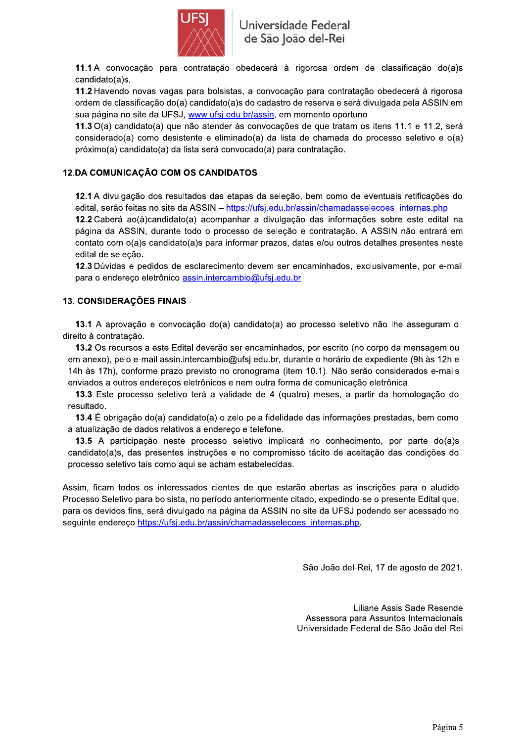**11.1** A convocação para contratação obedecerá à rigorosa ordem de classificação do(a)s candidato(a)s.

**11.2** Havendo novas vagas para bolsistas, a convocação para contratação obedecerá à rigorosa ordem de classificação do(a) candidato(a)s do cadastro de reserva e será divulgada pela ASSIN em sua página no site da UFSJ, www.ufsj.edu.br/assin, em momento oportuno.

**11.3** O(a) candidato(a) que não atender às convocações de que tratam os itens 11.1 e 11.2, será considerado(a) como desistente e eliminado(a) da lista de chamada do processo seletivo e o(a) próximo(a) candidato(a) da lista será convocado(a) para contratação.

## 12.DA COMUNICAÇÃO COM OS CANDIDATOS

**12.1** A divulgação dos resultados das etapas da seleção, bem como de eventuais retificações do edital, serão feitas no site da ASSIN – https://ufsj.edu.br/assin/chamadasselecoes_internas.php

**12.2** Caberá ao(à)candidato(a) acompanhar a divulgação das informações sobre este edital na página da ASSIN, durante todo o processo de seleção e contratação. A ASSIN não entrará em contato com o(a)s candidato(a)s para informar prazos, datas e/ou outros detalhes presentes neste edital de seleção.

**12.3** Dúvidas e pedidos de esclarecimento devem ser encaminhados, exclusivamente, por e-mail para o endereço eletrônico assin.intercambio@ufsj.edu.br

## 13. CONSIDERAÇÕES FINAIS

**13.1** A aprovação e convocação do(a) candidato(a) ao processo seletivo não lhe asseguram o direito à contratação.

**13.2** Os recursos a este Edital deverão ser encaminhados, por escrito (no corpo da mensagem ou em anexo), pelo e-mail assin.intercambio@ufsj.edu.br, durante o horário de expediente (9h às 12h e 14h às 17h), conforme prazo previsto no cronograma (item 10.1). Não serão considerados e-mails enviados a outros endereços eletrônicos e nem outra forma de comunicação eletrônica.

**13.3** Este processo seletivo terá a validade de 4 (quatro) meses, a partir da homologação do resultado.

**13.4** É obrigação do(a) candidato(a) o zelo pela fidelidade das informações prestadas, bem como a atualização de dados relativos a endereço e telefone.

**13.5** A participação neste processo seletivo implicará no conhecimento, por parte do(a)s candidato(a)s, das presentes instruções e no compromisso tácito de aceitação das condições do processo seletivo tais como aqui se acham estabelecidas.

Assim, ficam todos os interessados cientes de que estarão abertas as inscrições para o aludido Processo Seletivo para bolsista, no período anteriormente citado, expedindo-se o presente Edital que, para os devidos fins, será divulgado na página da ASSIN no site da UFSJ podendo ser acessado no seguinte endereço https://ufsj.edu.br/assin/chamadasselecoes_internas.php.

São João del-Rei, 17 de agosto de 2021.

Liliane Assis Sade Resende
Assessora para Assuntos Internacionais
Universidade Federal de São João del-Rei